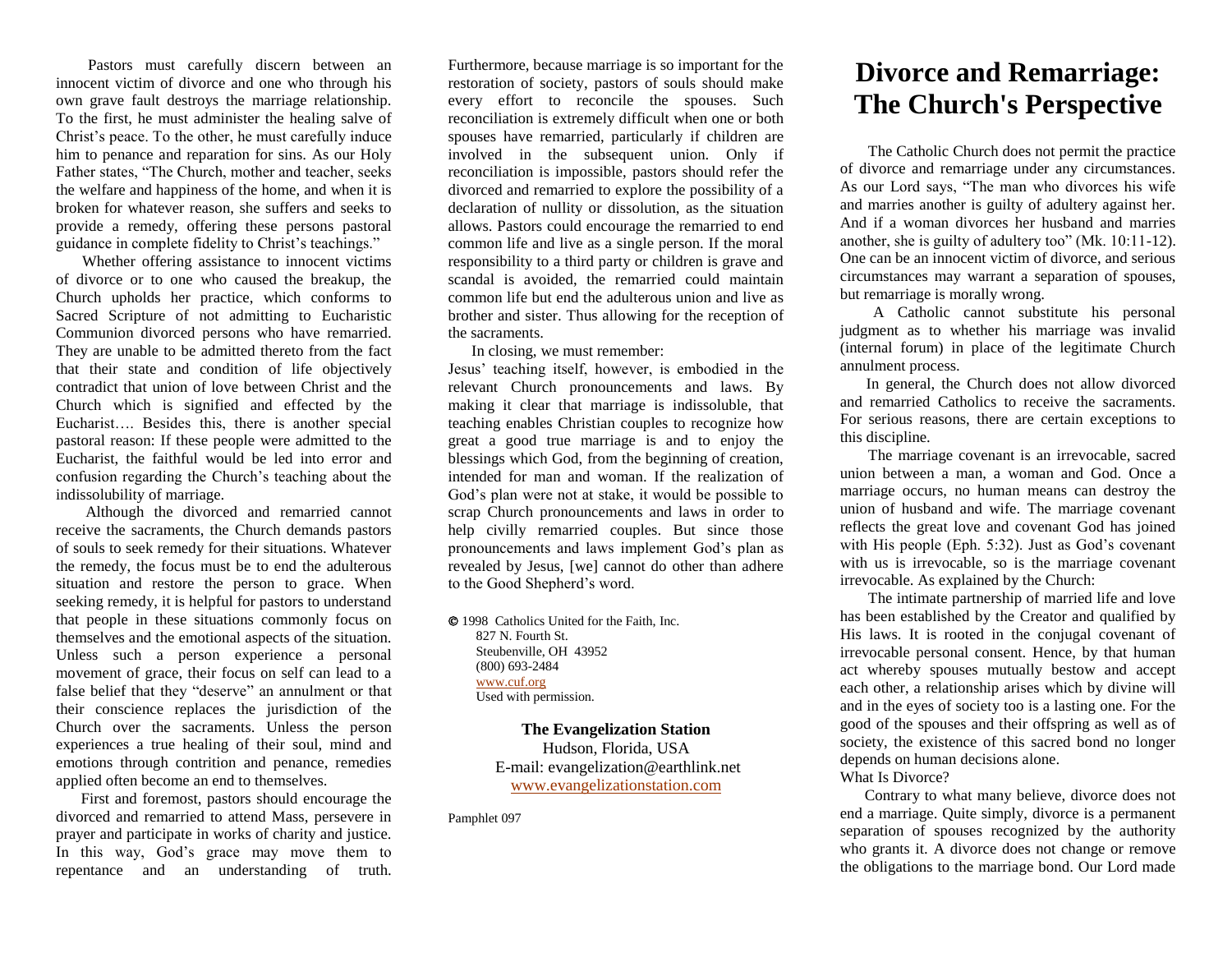Pastors must carefully discern between an innocent victim of divorce and one who through his own grave fault destroys the marriage relationship. To the first, he must administer the healing salve of Christ's peace. To the other, he must carefully induce him to penance and reparation for sins. As our Holy Father states, "The Church, mother and teacher, seeks the welfare and happiness of the home, and when it is broken for whatever reason, she suffers and seeks to provide a remedy, offering these persons pastoral guidance in complete fidelity to Christ's teachings."

Whether offering assistance to innocent victims of divorce or to one who caused the breakup, the Church upholds her practice, which conforms to Sacred Scripture of not admitting to Eucharistic Communion divorced persons who have remarried. They are unable to be admitted thereto from the fact that their state and condition of life objectively contradict that union of love between Christ and the Church which is signified and effected by the Eucharist…. Besides this, there is another special pastoral reason: If these people were admitted to the Eucharist, the faithful would be led into error and confusion regarding the Church's teaching about the indissolubility of marriage.

Although the divorced and remarried cannot receive the sacraments, the Church demands pastors of souls to seek remedy for their situations. Whatever the remedy, the focus must be to end the adulterous situation and restore the person to grace. When seeking remedy, it is helpful for pastors to understand that people in these situations commonly focus on themselves and the emotional aspects of the situation. Unless such a person experience a personal movement of grace, their focus on self can lead to a false belief that they "deserve" an annulment or that their conscience replaces the jurisdiction of the Church over the sacraments. Unless the person experiences a true healing of their soul, mind and emotions through contrition and penance, remedies applied often become an end to themselves.

First and foremost, pastors should encourage the divorced and remarried to attend Mass, persevere in prayer and participate in works of charity and justice. In this way, God's grace may move them to repentance and an understanding of truth. Furthermore, because marriage is so important for the restoration of society, pastors of souls should make every effort to reconcile the spouses. Such reconciliation is extremely difficult when one or both spouses have remarried, particularly if children are involved in the subsequent union. Only if reconciliation is impossible, pastors should refer the divorced and remarried to explore the possibility of a declaration of nullity or dissolution, as the situation allows. Pastors could encourage the remarried to end common life and live as a single person. If the moral responsibility to a third party or children is grave and scandal is avoided, the remarried could maintain common life but end the adulterous union and live as brother and sister. Thus allowing for the reception of the sacraments.

In closing, we must remember:

Jesus' teaching itself, however, is embodied in the relevant Church pronouncements and laws. By making it clear that marriage is indissoluble, that teaching enables Christian couples to recognize how great a good true marriage is and to enjoy the blessings which God, from the beginning of creation, intended for man and woman. If the realization of God's plan were not at stake, it would be possible to scrap Church pronouncements and laws in order to help civilly remarried couples. But since those pronouncements and laws implement God's plan as revealed by Jesus, [we] cannot do other than adhere to the Good Shepherd's word.

© 1998 Catholics United for the Faith, Inc.
827 N. Fourth St.
Steubenville, OH 43952
(800) 693-2484
www.cuf.org
Used with permission.

**The Evangelization Station**
Hudson, Florida, USA
E-mail: evangelization@earthlink.net
www.evangelizationstation.com

Pamphlet 097

# Divorce and Remarriage: The Church's Perspective

The Catholic Church does not permit the practice of divorce and remarriage under any circumstances. As our Lord says, "The man who divorces his wife and marries another is guilty of adultery against her. And if a woman divorces her husband and marries another, she is guilty of adultery too" (Mk. 10:11-12). One can be an innocent victim of divorce, and serious circumstances may warrant a separation of spouses, but remarriage is morally wrong.

A Catholic cannot substitute his personal judgment as to whether his marriage was invalid (internal forum) in place of the legitimate Church annulment process.

In general, the Church does not allow divorced and remarried Catholics to receive the sacraments. For serious reasons, there are certain exceptions to this discipline.

The marriage covenant is an irrevocable, sacred union between a man, a woman and God. Once a marriage occurs, no human means can destroy the union of husband and wife. The marriage covenant reflects the great love and covenant God has joined with His people (Eph. 5:32). Just as God's covenant with us is irrevocable, so is the marriage covenant irrevocable. As explained by the Church:

The intimate partnership of married life and love has been established by the Creator and qualified by His laws. It is rooted in the conjugal covenant of irrevocable personal consent. Hence, by that human act whereby spouses mutually bestow and accept each other, a relationship arises which by divine will and in the eyes of society too is a lasting one. For the good of the spouses and their offspring as well as of society, the existence of this sacred bond no longer depends on human decisions alone.

What Is Divorce?

Contrary to what many believe, divorce does not end a marriage. Quite simply, divorce is a permanent separation of spouses recognized by the authority who grants it. A divorce does not change or remove the obligations to the marriage bond. Our Lord made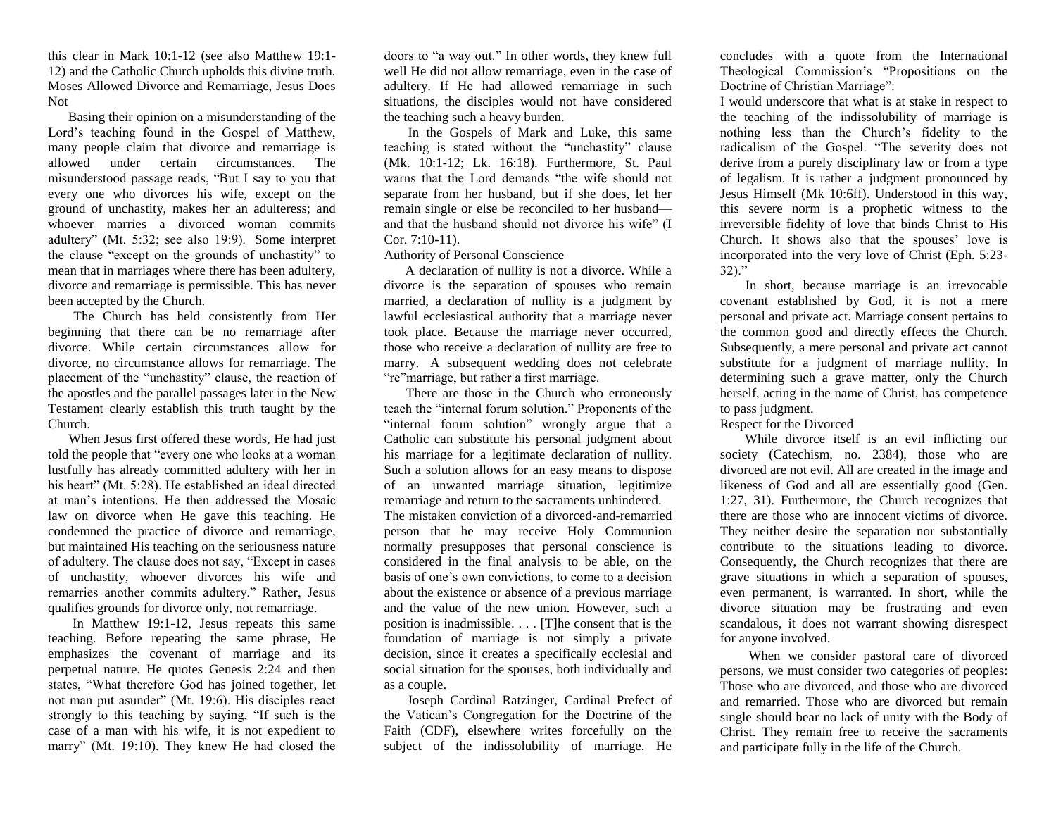this clear in Mark 10:1-12 (see also Matthew 19:1-12) and the Catholic Church upholds this divine truth.

## Moses Allowed Divorce and Remarriage, Jesus Does Not

Basing their opinion on a misunderstanding of the Lord's teaching found in the Gospel of Matthew, many people claim that divorce and remarriage is allowed under certain circumstances. The misunderstood passage reads, "But I say to you that every one who divorces his wife, except on the ground of unchastity, makes her an adulteress; and whoever marries a divorced woman commits adultery" (Mt. 5:32; see also 19:9). Some interpret the clause "except on the grounds of unchastity" to mean that in marriages where there has been adultery, divorce and remarriage is permissible. This has never been accepted by the Church.

The Church has held consistently from Her beginning that there can be no remarriage after divorce. While certain circumstances allow for divorce, no circumstance allows for remarriage. The placement of the "unchastity" clause, the reaction of the apostles and the parallel passages later in the New Testament clearly establish this truth taught by the Church.

When Jesus first offered these words, He had just told the people that "every one who looks at a woman lustfully has already committed adultery with her in his heart" (Mt. 5:28). He established an ideal directed at man's intentions. He then addressed the Mosaic law on divorce when He gave this teaching. He condemned the practice of divorce and remarriage, but maintained His teaching on the seriousness nature of adultery. The clause does not say, "Except in cases of unchastity, whoever divorces his wife and remarries another commits adultery." Rather, Jesus qualifies grounds for divorce only, not remarriage.

In Matthew 19:1-12, Jesus repeats this same teaching. Before repeating the same phrase, He emphasizes the covenant of marriage and its perpetual nature. He quotes Genesis 2:24 and then states, "What therefore God has joined together, let not man put asunder" (Mt. 19:6). His disciples react strongly to this teaching by saying, "If such is the case of a man with his wife, it is not expedient to marry" (Mt. 19:10). They knew He had closed the doors to "a way out." In other words, they knew full well He did not allow remarriage, even in the case of adultery. If He had allowed remarriage in such situations, the disciples would not have considered the teaching such a heavy burden.

In the Gospels of Mark and Luke, this same teaching is stated without the "unchastity" clause (Mk. 10:1-12; Lk. 16:18). Furthermore, St. Paul warns that the Lord demands "the wife should not separate from her husband, but if she does, let her remain single or else be reconciled to her husband—and that the husband should not divorce his wife" (I Cor. 7:10-11).

## Authority of Personal Conscience

A declaration of nullity is not a divorce. While a divorce is the separation of spouses who remain married, a declaration of nullity is a judgment by lawful ecclesiastical authority that a marriage never took place. Because the marriage never occurred, those who receive a declaration of nullity are free to marry. A subsequent wedding does not celebrate "re"marriage, but rather a first marriage.

There are those in the Church who erroneously teach the "internal forum solution." Proponents of the "internal forum solution" wrongly argue that a Catholic can substitute his personal judgment about his marriage for a legitimate declaration of nullity. Such a solution allows for an easy means to dispose of an unwanted marriage situation, legitimize remarriage and return to the sacraments unhindered.

The mistaken conviction of a divorced-and-remarried person that he may receive Holy Communion normally presupposes that personal conscience is considered in the final analysis to be able, on the basis of one's own convictions, to come to a decision about the existence or absence of a previous marriage and the value of the new union. However, such a position is inadmissible. . . . [T]he consent that is the foundation of marriage is not simply a private decision, since it creates a specifically ecclesial and social situation for the spouses, both individually and as a couple.

Joseph Cardinal Ratzinger, Cardinal Prefect of the Vatican's Congregation for the Doctrine of the Faith (CDF), elsewhere writes forcefully on the subject of the indissolubility of marriage. He concludes with a quote from the International Theological Commission's "Propositions on the Doctrine of Christian Marriage":

I would underscore that what is at stake in respect to the teaching of the indissolubility of marriage is nothing less than the Church's fidelity to the radicalism of the Gospel. "The severity does not derive from a purely disciplinary law or from a type of legalism. It is rather a judgment pronounced by Jesus Himself (Mk 10:6ff). Understood in this way, this severe norm is a prophetic witness to the irreversible fidelity of love that binds Christ to His Church. It shows also that the spouses' love is incorporated into the very love of Christ (Eph. 5:23-32)."

In short, because marriage is an irrevocable covenant established by God, it is not a mere personal and private act. Marriage consent pertains to the common good and directly effects the Church. Subsequently, a mere personal and private act cannot substitute for a judgment of marriage nullity. In determining such a grave matter, only the Church herself, acting in the name of Christ, has competence to pass judgment.

## Respect for the Divorced

While divorce itself is an evil inflicting our society (Catechism, no. 2384), those who are divorced are not evil. All are created in the image and likeness of God and all are essentially good (Gen. 1:27, 31). Furthermore, the Church recognizes that there are those who are innocent victims of divorce. They neither desire the separation nor substantially contribute to the situations leading to divorce. Consequently, the Church recognizes that there are grave situations in which a separation of spouses, even permanent, is warranted. In short, while the divorce situation may be frustrating and even scandalous, it does not warrant showing disrespect for anyone involved.

When we consider pastoral care of divorced persons, we must consider two categories of peoples: Those who are divorced, and those who are divorced and remarried. Those who are divorced but remain single should bear no lack of unity with the Body of Christ. They remain free to receive the sacraments and participate fully in the life of the Church.